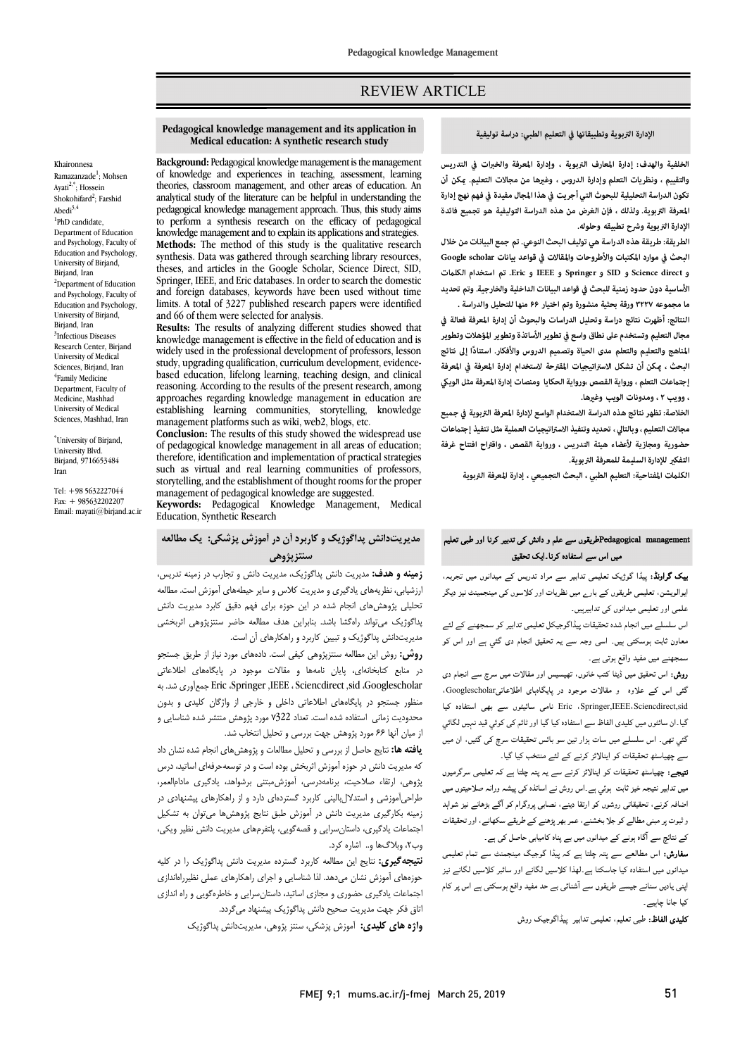# REVIEW ARTICLE

## Pedagogical knowledge management and its application in Medical education: A synthetic research study

Khaironnesa Ramazanzade[1]; Mohsen Ayati[2,*]; Hossein Shokohifard[2]; Farshid Abedi[3,4]

[1]PhD candidate, Department of Education and Psychology, Faculty of Education and Psychology, University of Birjand, Birjand, Iran

[2]Department of Education and Psychology, Faculty of Education and Psychology, University of Birjand, Birjand, Iran

[3]Infectious Diseases Research Center, Birjand University of Medical Sciences, Birjand, Iran

[4]Family Medicine Department, Faculty of Medicine, Mashhad University of Medical Sciences, Mashhad, Iran

*University of Birjand, University Blvd. Birjand, 9716653484 Iran

Tel: +98 5632227044
Fax: + 985632202207
Email: mayati@birjand.ac.ir

**Background:** Pedagogical knowledge management is the management of knowledge and experiences in teaching, assessment, learning theories, classroom management, and other areas of education. An analytical study of the literature can be helpful in understanding the pedagogical knowledge management approach. Thus, this study aims to perform a synthesis research on the efficacy of pedagogical knowledge management and to explain its applications and strategies.

**Methods:** The method of this study is the qualitative research synthesis. Data was gathered through searching library resources, theses, and articles in the Google Scholar, Science Direct, SID, Springer, IEEE, and Eric databases. In order to search the domestic and foreign databases, keywords have been used without time limits. A total of 3227 published research papers were identified and 66 of them were selected for analysis.

**Results:** The results of analyzing different studies showed that knowledge management is effective in the field of education and is widely used in the professional development of professors, lesson study, upgrading qualification, curriculum development, evidence-based education, lifelong learning, teaching design, and clinical reasoning. According to the results of the present research, among approaches regarding knowledge management in education are establishing learning communities, storytelling, knowledge management platforms such as wiki, web2, blogs, etc.

**Conclusion:** The results of this study showed the widespread use of pedagogical knowledge management in all areas of education; therefore, identification and implementation of practical strategies such as virtual and real learning communities of professors, storytelling, and the establishment of thought rooms for the proper management of pedagogical knowledge are suggested.

**Keywords:** Pedagogical Knowledge Management, Medical Education, Synthetic Research

## الإدارة التربوية وتطبيقاتها في التعليم الطبي: دراسة توليفية

**الخلفية والهدف:** إدارة المعارف التربوية ، وإدارة المعرفة والخبرات في التدريس والتقييم ، ونظريات التعلم وإدارة الدروس ، وغيرها من مجالات التعليم. يمكن أن تكون الدراسة التحليلية للبحوث التي أجريت في هذا المجال مفيدة في فهم نهج إدارة المعرفة التربوية. ولذلك ، فإن الغرض من هذه الدراسة التوليفية هو تجميع فائدة الإدارة التربوية وشرح تطبيقه وحلوله.

**الطريقة:** طريقة هذه الدراسة هي توليف البحث النوعي. تم جمع البيانات من خلال البحث في موارد المكتبات والأطروحات والمقالات في قواعد بيانات Google scholar و Science direct و SID و Springer و IEEE و Eric. تم استخدام الكلمات الأساسية دون حدود زمنية للبحث في قواعد البيانات الداخلية والخارجية. وتم تحديد ما مجموعه ٣٢٢٧ ورقة بحثية منشورة وتم اختيار ٦٦ منها للتحليل والدراسة .

**النتائج:** أظهرت نتائج دراسة وتحليل الدراسات والبحوث أن إدارة المعرفة فعالة في مجال التعليم وتستخدم على نطاق واسع في تطوير الأساتذة وتطوير المؤهلات وتطوير المناهج والتعليم والتعلم مدى الحياة وتصميم الدروس والأفكار. استناداً إلى نتائج البحث ، يمكن أن تشكل الاستراتيجيات المقترحة لاستخدام إدارة المعرفة في المعرفة إجتماعات التعلم ، ورواية القصص ،ورواية الحكايا ومنصات إدارة المعرفة مثل الويكي ، وويب ٢ ، ومدونات الويب وغيرها.

**الخلاصة:** تظهر نتائج هذه الدراسة الاستخدام الواسع لإدارة المعرفة التربوية في جميع مجالات التعليم ، وبالتالي ، تحديد وتنفيذ الاستراتيجيات العملية مثل تنفيذ إجتماعات حضورية ومجازية لأعضاء هيئة التدريس ، ورواية القصص ، واقتراح افتتاح غرفة التفكير للإدارة السليمة للمعرفة التربوية.

**الكلمات المفتاحية:** التعليم الطبي ، البحث التجميعي ، إدارة المعرفة التربوية

## مدیریت‌دانش پداگوژیک و کاربرد آن در آموزش پزشکی: یک مطالعه سنتزپژوهی

**زمینه و هدف:** مدیریت دانش پداگوژیک، مدیریت دانش و تجارب در زمینه تدریس، ارزشیابی، نظریه‌های یادگیری و مدیریت کلاس و سایر حیطه‌های آموزش است. مطالعه تحلیلی پژوهش‌های انجام شده در این حوزه برای فهم دقیق کابرد مدیریت دانش پداگوژیک می‌تواند راهگشا باشد. بنابراین هدف مطالعه حاضر سنتزپژوهی اثربخشی مدیریت‌دانش پداگوژیک و تبیین کاربرد و راهکارهای آن است.

**روش:** روش این مطالعه سنتزپژوهی کیفی است. داده‌های مورد نیاز از طریق جستجو در منابع کتابخانه‌ای، پایان نامه‌ها و مقالات موجود در پایگاه‌های اطلاعاتی Googlescholar، sid، Sciencdirect، IEEE، Springer، Eric جمع‌آوری شد. به منظور جستجو در پایگاه‌های اطلاعاتی داخلی و خارجی از واژگان کلیدی و بدون محدودیت زمانی استفاده شده است. تعداد ۳۲۲۷ مورد پژوهش منتشر شده شناسایی و از میان آنها ۶۶ مورد پژوهش جهت بررسی و تحلیل انتخاب شد.

**یافته ها:** نتایج حاصل از بررسی و تحلیل مطالعات و پژوهش‌های انجام شده نشان داد که مدیریت دانش در حوزه آموزش اثربخش بوده است و در توسعه‌حرفه‌ای اساتید، درس پژوهی، ارتقاء صلاحیت، برنامه‌درسی، آموزش‌مبتنی برشواهد، یادگیری مادام‌العمر، طراحی‌آموزشی و استدلال‌بالینی کاربرد گسترده‌ای دارد و از راهکارهای پیشنهادی در زمینه بکارگیری مدیریت دانش در آموزش طبق نتایج پژوهش‌ها می‌توان به تشکیل اجتماعات یادگیری، داستان‌سرایی و قصه‌گویی، پلتفرم‌های مدیریت دانش نظیر ویکی، وب۲، وبلاگ‌ها و.. اشاره کرد.

**نتیجه‌گیری:** نتایج این مطالعه کاربرد گسترده مدیریت دانش پداگوژیک را در کلیه حوزه‌های آموزش نشان می‌دهد. لذا شناسایی و اجرای راهکارهای عملی نظیرراه‌اندازی اجتماعات یادگیری حضوری و مجازی اساتید، داستان‌سرایی و خاطره‌گویی و راه اندازی اتاق فکر جهت مدیریت صحیح دانش پداگوژیک پیشنهاد می‌گردد.

**واژه های کلیدی:** آموزش پزشکی، سنتز پژوهی، مدیریت‌دانش پداگوژیک

## Pedagogical managementطریقوں سے علم و دانش کی تدبیر کرنا اور طبی تعلیم میں اس سے استفادہ کرنا۔ایک تحقیق

**بیک گراونڈ:** پیڈا گوژیک تعلیمی تدابیر سے مراد تدریس کے میدانوں میں تجربہ، ایوالویشن، تعلیمی طریقوں کے بارے میں نظریات اور کلاسوں کی مینجمینٹ نیز دیگر علمی اور تعلیمی میدانوں کی تدابیرہیں۔

اس سلسلے میں انجام شدہ تحقیقات پیڈاگوجیکل تعلیمی تدابیر کو سمجھنے کے لئے معاون ثابت ہوسکتی ہیں۔ اسی وجہ سے یہ تحقیق انجام دی گئي ہے اور اس کو سمجھنے میں مفید واقع ہوتی ہے۔

**روش:** اس تحقیق میں ڈیٹا کتب خانوں، تھیسیس اور مقالات میں سرچ سے انجام دی گئی اس کے علاوہ و مقالات موجود در پایگاہہای اطلاعاتیGooglescholar، sid،Sciencedirect،Springer،IEEE، Eric نامی سائٹوں سے بھی استفادہ کیا گیا۔ان سائٹوں میں کلیدی الفاظ سے استفادہ کیا گیا اور ٹائم کی کوئي قید نہیں لگائي گئي تھی۔ اس سلسلے میں سات ہزار تین سو بائس تحقیقات سرچ کی گئیں، ان میں سے چھیاسٹھ تحقیقات کو اینالائز کرنے کے لئے منتخب کیا گیا۔

**نتیجے:** چھیاسٹھ تحقیقات کو اینالائز کرنے سے یہ پتہ چلتا ہے کہ تعلیمی سرگرمیوں میں تدابیر نتیجہ خیز ثابت ہوئي ہے۔اس روش نے اساتذہ کی پیشہ ورانہ صلاحیتوں میں اضافہ کرنے، تحقیقاتی روشوں کو ارتقا دینے، نصابی پروگرام کو آگے بڑھانے نیز شواہد و ثبوت پر مبنی مطالبے کو جلا بخشنے، عمر بھر پڑھنے کے طریقے سکھانے، اور تحقیقات کے نتائج سے آگاہ ہونے کے میدانوں میں بے پناہ کامیابی حاصل کی ہے۔

**سفارش:** اس مطالعے سے پتہ چلتا ہے کہ پیڈا گوجیگ مینجمنٹ سے تمام تعلیمی میدانوں میں استفادہ کیا جاسکتا ہے۔لھذا کلاسیں لگانے اور سائبر کلاسیں لگانے نیز اپنی یادیں سنانے جیسے طریقوں سے آشنائی سے حد مفید واقع ہوسکتی ہے اس پر کام کیا جانا چاہیے۔

**کلیدی الفاظ:** طبی تعلیم، تعلیمی تدابیر پیڈاگوجیک روش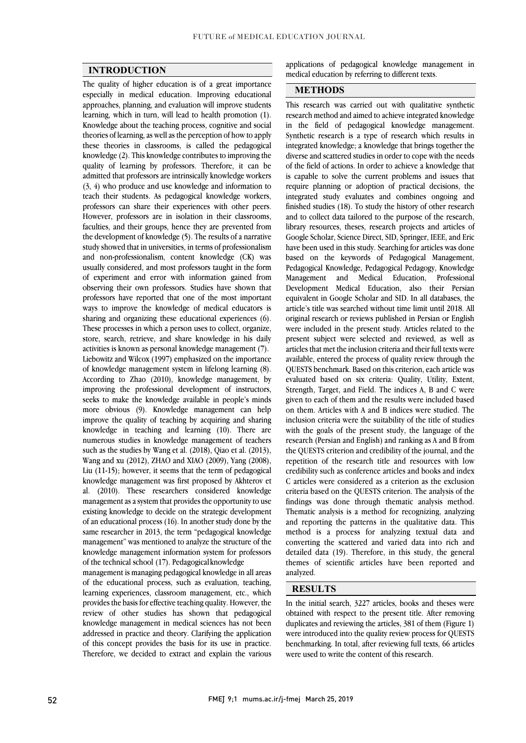## INTRODUCTION

The quality of higher education is of a great importance especially in medical education. Improving educational approaches, planning, and evaluation will improve students learning, which in turn, will lead to health promotion (1). Knowledge about the teaching process, cognitive and social theories of learning, as well as the perception of how to apply these theories in classrooms, is called the pedagogical knowledge (2). This knowledge contributes to improving the quality of learning by professors. Therefore, it can be admitted that professors are intrinsically knowledge workers (3, 4) who produce and use knowledge and information to teach their students. As pedagogical knowledge workers, professors can share their experiences with other peers. However, professors are in isolation in their classrooms, faculties, and their groups, hence they are prevented from the development of knowledge (5). The results of a narrative study showed that in universities, in terms of professionalism and non-professionalism, content knowledge (CK) was usually considered, and most professors taught in the form of experiment and error with information gained from observing their own professors. Studies have shown that professors have reported that one of the most important ways to improve the knowledge of medical educators is sharing and organizing these educational experiences (6). These processes in which a person uses to collect, organize, store, search, retrieve, and share knowledge in his daily activities is known as personal knowledge management (7).

Liebowitz and Wilcox (1997) emphasized on the importance of knowledge management system in lifelong learning (8). According to Zhao (2010), knowledge management, by improving the professional development of instructors, seeks to make the knowledge available in people's minds more obvious (9). Knowledge management can help improve the quality of teaching by acquiring and sharing knowledge in teaching and learning (10). There are numerous studies in knowledge management of teachers such as the studies by Wang et al. (2018), Qiao et al. (2013), Wang and xu (2012), ZHAO and XIAO (2009), Yang (2008), Liu (11-15); however, it seems that the term of pedagogical knowledge management was first proposed by Akhterov et al. (2010). These researchers considered knowledge management as a system that provides the opportunity to use existing knowledge to decide on the strategic development of an educational process (16). In another study done by the same researcher in 2013, the term "pedagogical knowledge management" was mentioned to analyze the structure of the knowledge management information system for professors of the technical school (17). Pedagogical knowledge management is managing pedagogical knowledge in all areas of the educational process, such as evaluation, teaching, learning experiences, classroom management, etc., which provides the basis for effective teaching quality. However, the review of other studies has shown that pedagogical knowledge management in medical sciences has not been addressed in practice and theory. Clarifying the application of this concept provides the basis for its use in practice. Therefore, we decided to extract and explain the various applications of pedagogical knowledge management in medical education by referring to different texts.

## METHODS

This research was carried out with qualitative synthetic research method and aimed to achieve integrated knowledge in the field of pedagogical knowledge management. Synthetic research is a type of research which results in integrated knowledge; a knowledge that brings together the diverse and scattered studies in order to cope with the needs of the field of actions. In order to achieve a knowledge that is capable to solve the current problems and issues that require planning or adoption of practical decisions, the integrated study evaluates and combines ongoing and finished studies (18). To study the history of other research and to collect data tailored to the purpose of the research, library resources, theses, research projects and articles of Google Scholar, Science Direct, SID, Springer, IEEE, and Eric have been used in this study. Searching for articles was done based on the keywords of Pedagogical Management, Pedagogical Knowledge, Pedagogical Pedagogy, Knowledge Management and Medical Education, Professional Development Medical Education, also their Persian equivalent in Google Scholar and SID. In all databases, the article's title was searched without time limit until 2018. All original research or reviews published in Persian or English were included in the present study. Articles related to the present subject were selected and reviewed, as well as articles that met the inclusion criteria and their full texts were available, entered the process of quality review through the QUESTS benchmark. Based on this criterion, each article was evaluated based on six criteria: Quality, Utility, Extent, Strength, Target, and Field. The indices A, B and C were given to each of them and the results were included based on them. Articles with A and B indices were studied. The inclusion criteria were the suitability of the title of studies with the goals of the present study, the language of the research (Persian and English) and ranking as A and B from the QUESTS criterion and credibility of the journal, and the repetition of the research title and resources with low credibility such as conference articles and books and index C articles were considered as a criterion as the exclusion criteria based on the QUESTS criterion. The analysis of the findings was done through thematic analysis method. Thematic analysis is a method for recognizing, analyzing and reporting the patterns in the qualitative data. This method is a process for analyzing textual data and converting the scattered and varied data into rich and detailed data (19). Therefore, in this study, the general themes of scientific articles have been reported and analyzed.

## RESULTS

In the initial search, 3227 articles, books and theses were obtained with respect to the present title. After removing duplicates and reviewing the articles, 381 of them (Figure 1) were introduced into the quality review process for QUESTS benchmarking. In total, after reviewing full texts, 66 articles were used to write the content of this research.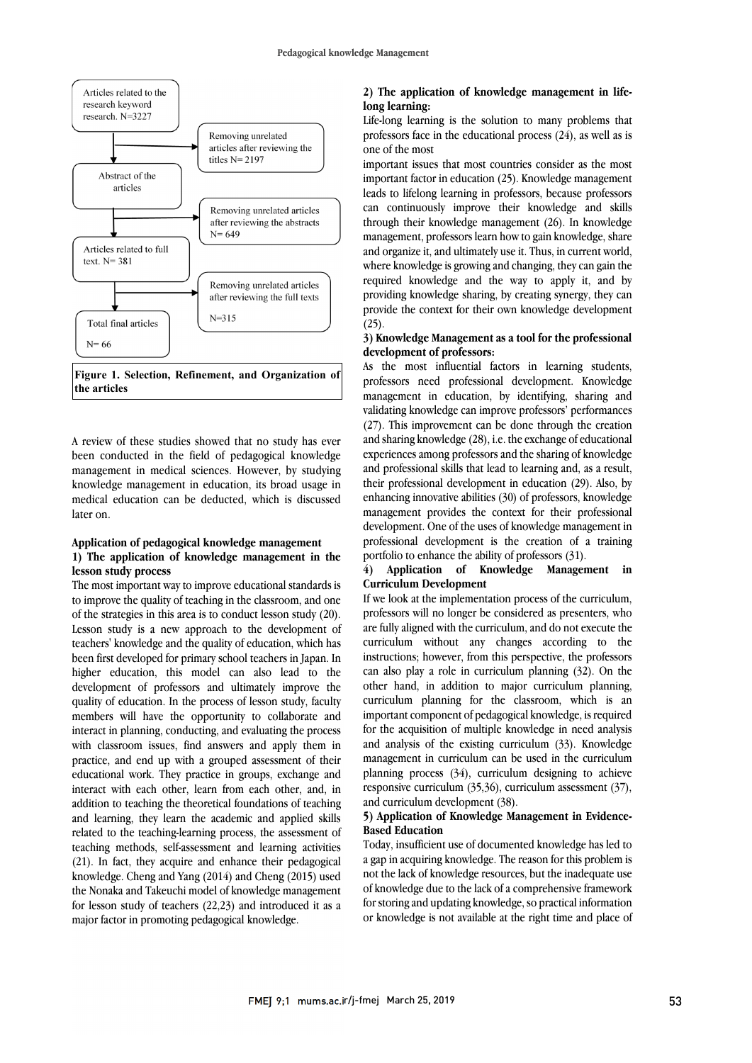Articles related to the research keyword research. N=3227

Removing unrelated articles after reviewing the titles N= 2197

Abstract of the articles

Removing unrelated articles after reviewing the abstracts N= 649

Articles related to full text. N= 381

Removing unrelated articles after reviewing the full texts N=315

Total final articles N= 66

**Figure 1. Selection, Refinement, and Organization of the articles**

A review of these studies showed that no study has ever been conducted in the field of pedagogical knowledge management in medical sciences. However, by studying knowledge management in education, its broad usage in medical education can be deducted, which is discussed later on.

### Application of pedagogical knowledge management

#### 1) The application of knowledge management in the lesson study process

The most important way to improve educational standards is to improve the quality of teaching in the classroom, and one of the strategies in this area is to conduct lesson study (20). Lesson study is a new approach to the development of teachers' knowledge and the quality of education, which has been first developed for primary school teachers in Japan. In higher education, this model can also lead to the development of professors and ultimately improve the quality of education. In the process of lesson study, faculty members will have the opportunity to collaborate and interact in planning, conducting, and evaluating the process with classroom issues, find answers and apply them in practice, and end up with a grouped assessment of their educational work. They practice in groups, exchange and interact with each other, learn from each other, and, in addition to teaching the theoretical foundations of teaching and learning, they learn the academic and applied skills related to the teaching-learning process, the assessment of teaching methods, self-assessment and learning activities (21). In fact, they acquire and enhance their pedagogical knowledge. Cheng and Yang (2014) and Cheng (2015) used the Nonaka and Takeuchi model of knowledge management for lesson study of teachers (22,23) and introduced it as a major factor in promoting pedagogical knowledge.

#### 2) The application of knowledge management in life-long learning:

Life-long learning is the solution to many problems that professors face in the educational process (24), as well as is one of the most

important issues that most countries consider as the most important factor in education (25). Knowledge management leads to lifelong learning in professors, because professors can continuously improve their knowledge and skills through their knowledge management (26). In knowledge management, professors learn how to gain knowledge, share and organize it, and ultimately use it. Thus, in current world, where knowledge is growing and changing, they can gain the required knowledge and the way to apply it, and by providing knowledge sharing, by creating synergy, they can provide the context for their own knowledge development (25).

#### 3) Knowledge Management as a tool for the professional development of professors:

As the most influential factors in learning students, professors need professional development. Knowledge management in education, by identifying, sharing and validating knowledge can improve professors' performances (27). This improvement can be done through the creation and sharing knowledge (28), i.e. the exchange of educational experiences among professors and the sharing of knowledge and professional skills that lead to learning and, as a result, their professional development in education (29). Also, by enhancing innovative abilities (30) of professors, knowledge management provides the context for their professional development. One of the uses of knowledge management in professional development is the creation of a training portfolio to enhance the ability of professors (31).

#### 4) Application of Knowledge Management in Curriculum Development

If we look at the implementation process of the curriculum, professors will no longer be considered as presenters, who are fully aligned with the curriculum, and do not execute the curriculum without any changes according to the instructions; however, from this perspective, the professors can also play a role in curriculum planning (32). On the other hand, in addition to major curriculum planning, curriculum planning for the classroom, which is an important component of pedagogical knowledge, is required for the acquisition of multiple knowledge in need analysis and analysis of the existing curriculum (33). Knowledge management in curriculum can be used in the curriculum planning process (34), curriculum designing to achieve responsive curriculum (35,36), curriculum assessment (37), and curriculum development (38).

#### 5) Application of Knowledge Management in Evidence-Based Education

Today, insufficient use of documented knowledge has led to a gap in acquiring knowledge. The reason for this problem is not the lack of knowledge resources, but the inadequate use of knowledge due to the lack of a comprehensive framework for storing and updating knowledge, so practical information or knowledge is not available at the right time and place of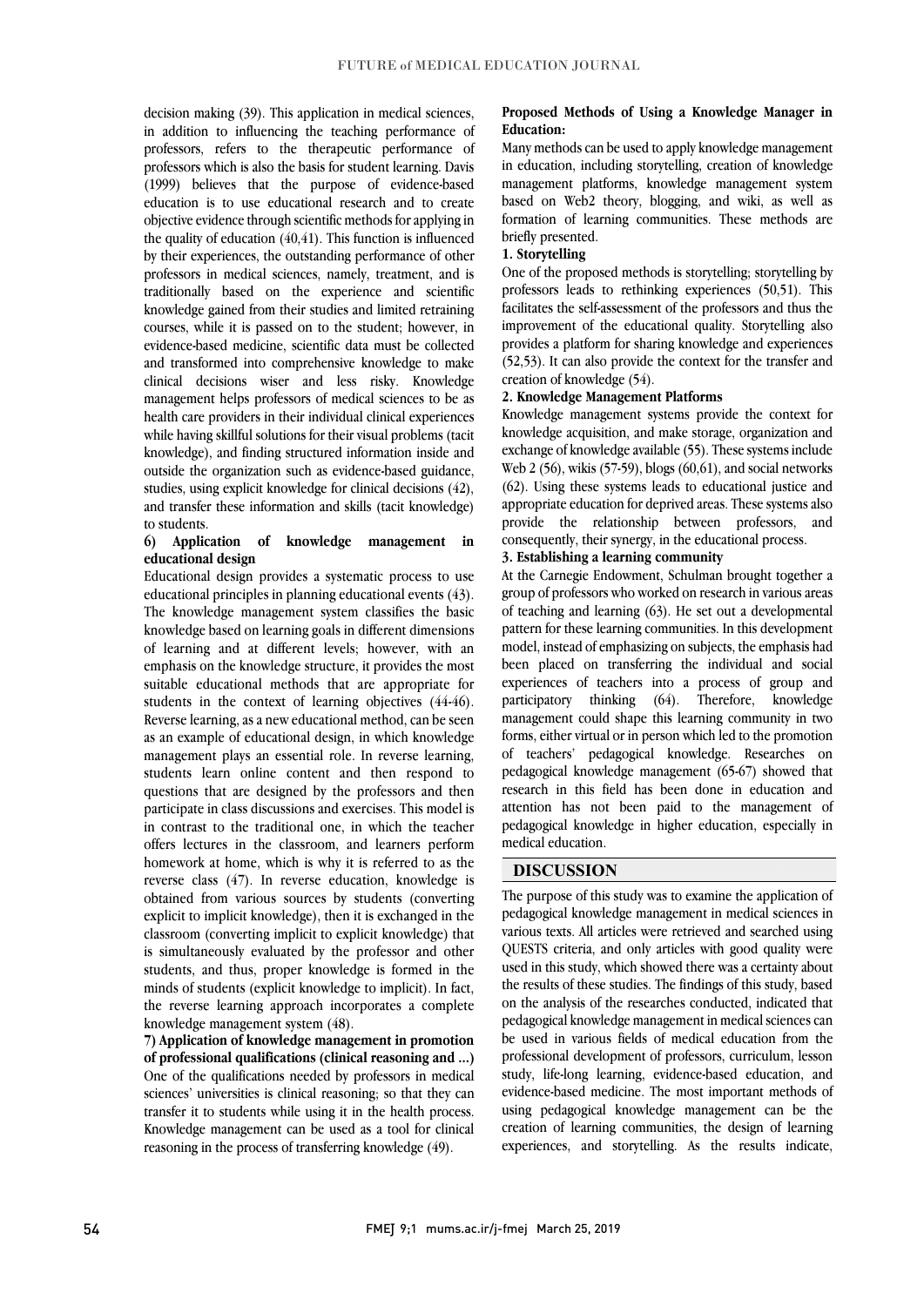decision making (39). This application in medical sciences, in addition to influencing the teaching performance of professors, refers to the therapeutic performance of professors which is also the basis for student learning. Davis (1999) believes that the purpose of evidence-based education is to use educational research and to create objective evidence through scientific methods for applying in the quality of education (40,41). This function is influenced by their experiences, the outstanding performance of other professors in medical sciences, namely, treatment, and is traditionally based on the experience and scientific knowledge gained from their studies and limited retraining courses, while it is passed on to the student; however, in evidence-based medicine, scientific data must be collected and transformed into comprehensive knowledge to make clinical decisions wiser and less risky. Knowledge management helps professors of medical sciences to be as health care providers in their individual clinical experiences while having skillful solutions for their visual problems (tacit knowledge), and finding structured information inside and outside the organization such as evidence-based guidance, studies, using explicit knowledge for clinical decisions (42), and transfer these information and skills (tacit knowledge) to students.

**6) Application of knowledge management in educational design**

Educational design provides a systematic process to use educational principles in planning educational events (43). The knowledge management system classifies the basic knowledge based on learning goals in different dimensions of learning and at different levels; however, with an emphasis on the knowledge structure, it provides the most suitable educational methods that are appropriate for students in the context of learning objectives (44-46). Reverse learning, as a new educational method, can be seen as an example of educational design, in which knowledge management plays an essential role. In reverse learning, students learn online content and then respond to questions that are designed by the professors and then participate in class discussions and exercises. This model is in contrast to the traditional one, in which the teacher offers lectures in the classroom, and learners perform homework at home, which is why it is referred to as the reverse class (47). In reverse education, knowledge is obtained from various sources by students (converting explicit to implicit knowledge), then it is exchanged in the classroom (converting implicit to explicit knowledge) that is simultaneously evaluated by the professor and other students, and thus, proper knowledge is formed in the minds of students (explicit knowledge to implicit). In fact, the reverse learning approach incorporates a complete knowledge management system (48).

**7) Application of knowledge management in promotion of professional qualifications (clinical reasoning and ...)**

One of the qualifications needed by professors in medical sciences' universities is clinical reasoning; so that they can transfer it to students while using it in the health process. Knowledge management can be used as a tool for clinical reasoning in the process of transferring knowledge (49).

**Proposed Methods of Using a Knowledge Manager in Education:**

Many methods can be used to apply knowledge management in education, including storytelling, creation of knowledge management platforms, knowledge management system based on Web2 theory, blogging, and wiki, as well as formation of learning communities. These methods are briefly presented.

**1. Storytelling**

One of the proposed methods is storytelling; storytelling by professors leads to rethinking experiences (50,51). This facilitates the self-assessment of the professors and thus the improvement of the educational quality. Storytelling also provides a platform for sharing knowledge and experiences (52,53). It can also provide the context for the transfer and creation of knowledge (54).

**2. Knowledge Management Platforms**

Knowledge management systems provide the context for knowledge acquisition, and make storage, organization and exchange of knowledge available (55). These systems include Web 2 (56), wikis (57-59), blogs (60,61), and social networks (62). Using these systems leads to educational justice and appropriate education for deprived areas. These systems also provide the relationship between professors, and consequently, their synergy, in the educational process.

**3. Establishing a learning community**

At the Carnegie Endowment, Schulman brought together a group of professors who worked on research in various areas of teaching and learning (63). He set out a developmental pattern for these learning communities. In this development model, instead of emphasizing on subjects, the emphasis had been placed on transferring the individual and social experiences of teachers into a process of group and participatory thinking (64). Therefore, knowledge management could shape this learning community in two forms, either virtual or in person which led to the promotion of teachers' pedagogical knowledge. Researches on pedagogical knowledge management (65-67) showed that research in this field has been done in education and attention has not been paid to the management of pedagogical knowledge in higher education, especially in medical education.

## DISCUSSION

The purpose of this study was to examine the application of pedagogical knowledge management in medical sciences in various texts. All articles were retrieved and searched using QUESTS criteria, and only articles with good quality were used in this study, which showed there was a certainty about the results of these studies. The findings of this study, based on the analysis of the researches conducted, indicated that pedagogical knowledge management in medical sciences can be used in various fields of medical education from the professional development of professors, curriculum, lesson study, life-long learning, evidence-based education, and evidence-based medicine. The most important methods of using pedagogical knowledge management can be the creation of learning communities, the design of learning experiences, and storytelling. As the results indicate,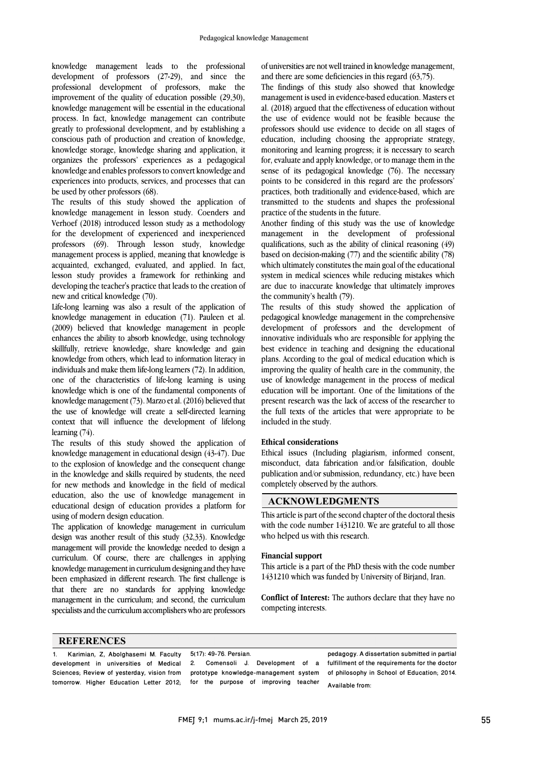knowledge management leads to the professional development of professors (27-29), and since the professional development of professors, make the improvement of the quality of education possible (29,30), knowledge management will be essential in the educational process. In fact, knowledge management can contribute greatly to professional development, and by establishing a conscious path of production and creation of knowledge, knowledge storage, knowledge sharing and application, it organizes the professors' experiences as a pedagogical knowledge and enables professors to convert knowledge and experiences into products, services, and processes that can be used by other professors (68).

The results of this study showed the application of knowledge management in lesson study. Coenders and Verhoef (2018) introduced lesson study as a methodology for the development of experienced and inexperienced professors (69). Through lesson study, knowledge management process is applied, meaning that knowledge is acquainted, exchanged, evaluated, and applied. In fact, lesson study provides a framework for rethinking and developing the teacher's practice that leads to the creation of new and critical knowledge (70).

Life-long learning was also a result of the application of knowledge management in education (71). Pauleen et al. (2009) believed that knowledge management in people enhances the ability to absorb knowledge, using technology skillfully, retrieve knowledge, share knowledge and gain knowledge from others, which lead to information literacy in individuals and make them life-long learners (72). In addition, one of the characteristics of life-long learning is using knowledge which is one of the fundamental components of knowledge management (73). Marzo et al. (2016) believed that the use of knowledge will create a self-directed learning context that will influence the development of lifelong learning (74).

The results of this study showed the application of knowledge management in educational design (43-47). Due to the explosion of knowledge and the consequent change in the knowledge and skills required by students, the need for new methods and knowledge in the field of medical education, also the use of knowledge management in educational design of education provides a platform for using of modern design education.

The application of knowledge management in curriculum design was another result of this study (32,33). Knowledge management will provide the knowledge needed to design a curriculum. Of course, there are challenges in applying knowledge management in curriculum designing and they have been emphasized in different research. The first challenge is that there are no standards for applying knowledge management in the curriculum; and second, the curriculum specialists and the curriculum accomplishers who are professors of universities are not well trained in knowledge management, and there are some deficiencies in this regard (63,75).

The findings of this study also showed that knowledge management is used in evidence-based education. Masters et al. (2018) argued that the effectiveness of education without the use of evidence would not be feasible because the professors should use evidence to decide on all stages of education, including choosing the appropriate strategy, monitoring and learning progress; it is necessary to search for, evaluate and apply knowledge, or to manage them in the sense of its pedagogical knowledge (76). The necessary points to be considered in this regard are the professors' practices, both traditionally and evidence-based, which are transmitted to the students and shapes the professional practice of the students in the future.

Another finding of this study was the use of knowledge management in the development of professional qualifications, such as the ability of clinical reasoning (49) based on decision-making (77) and the scientific ability (78) which ultimately constitutes the main goal of the educational system in medical sciences while reducing mistakes which are due to inaccurate knowledge that ultimately improves the community's health (79).

The results of this study showed the application of pedagogical knowledge management in the comprehensive development of professors and the development of innovative individuals who are responsible for applying the best evidence in teaching and designing the educational plans. According to the goal of medical education which is improving the quality of health care in the community, the use of knowledge management in the process of medical education will be important. One of the limitations of the present research was the lack of access of the researcher to the full texts of the articles that were appropriate to be included in the study.

#### Ethical considerations

Ethical issues (Including plagiarism, informed consent, misconduct, data fabrication and/or falsification, double publication and/or submission, redundancy, etc.) have been completely observed by the authors.

## ACKNOWLEDGMENTS

This article is part of the second chapter of the doctoral thesis with the code number 1431210. We are grateful to all those who helped us with this research.

#### Financial support

This article is a part of the PhD thesis with the code number 1431210 which was funded by University of Birjand, Iran.

**Conflict of Interest:** The authors declare that they have no competing interests.

## REFERENCES

1. Karimian, Z, Abolghasemi M. Faculty development in universities of Medical Sciences; Review of yesterday, vision from tomorrow. Higher Education Letter 2012; 5(17): 49-76. Persian.
2. Comensoli J. Development of a prototype knowledge-management system for the purpose of improving teacher pedagogy. A dissertation submitted in partial fulfillment of the requirements for the doctor of philosophy in School of Education; 2014. Available from: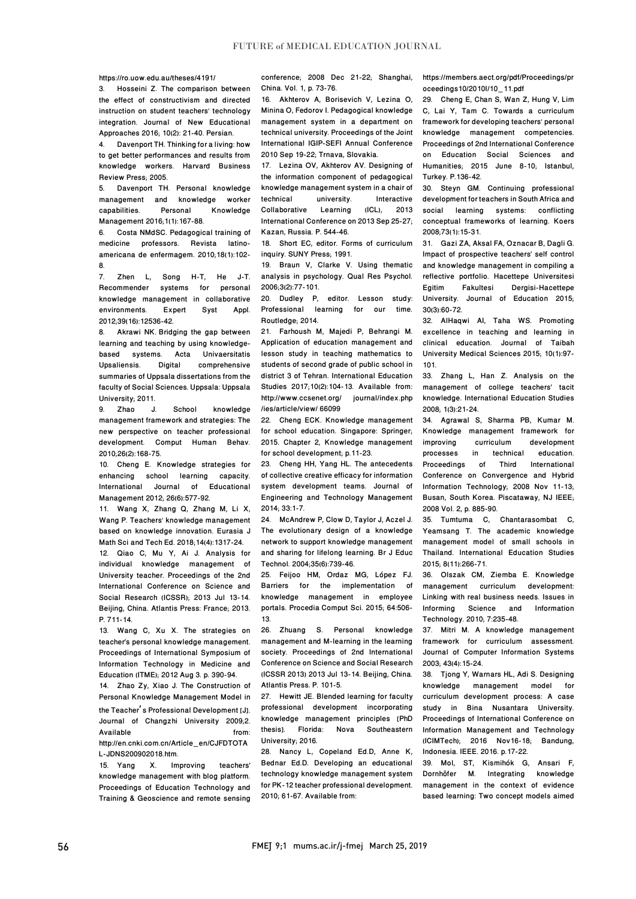https://ro.uow.edu.au/theses/4191/

3. Hosseini Z. The comparison between the effect of constructivism and directed instruction on student teachers' technology integration. Journal of New Educational Approaches 2016; 10(2): 21-40. Persian.

4. Davenport TH. Thinking for a living: how to get better performances and results from knowledge workers. Harvard Business Review Press; 2005.

5. Davenport TH. Personal knowledge management and knowledge worker capabilities. Personal Knowledge Management 2016;1(1):167-88.

6. Costa NMdSC. Pedagogical training of medicine professors. Revista latino-americana de enfermagem. 2010;18(1):102-8.

7. Zhen L, Song H-T, He J-T. Recommender systems for personal knowledge management in collaborative environments. Expert Syst Appl. 2012;39(16):12536-42.

8. Akrawi NK. Bridging the gap between learning and teaching by using knowledge-based systems. Acta Univaersitatis Upsaliensis. Digital comprehensive summaries of Uppsala dissertations from the faculty of Social Sciences. Uppsala: Uppsala University; 2011.

9. Zhao J. School knowledge management framework and strategies: The new perspective on teacher professional development. Comput Human Behav. 2010;26(2):168-75.

10. Cheng E. Knowledge strategies for enhancing school learning capacity. International Journal of Educational Management 2012; 26(6):577-92.

11. Wang X, Zhang Q, Zhang M, Li X, Wang P. Teachers' knowledge management based on knowledge innovation. Eurasia J Math Sci and Tech Ed. 2018;14(4):1317-24.

12. Qiao C, Mu Y, Ai J. Analysis for individual knowledge management of University teacher. Proceedings of the 2nd International Conference on Science and Social Research (ICSSR); 2013 Jul 13-14. Beijing, China. Atlantis Press: France; 2013. P. 711-14.

13. Wang C, Xu X. The strategies on teacher's personal knowledge management. Proceedings of International Symposium of Information Technology in Medicine and Education (ITME); 2012 Aug 3. p. 390-94.

14. Zhao Zy, Xiao J. The Construction of Personal Knowledge Management Model in the Teacher′s Professional Development [J]. Journal of Changzhi University 2009;2. Available from: http://en.cnki.com.cn/Article_en/CJFDTOTAL-JDNS200902018.htm.

15. Yang X. Improving teachers' knowledge management with blog platform. Proceedings of Education Technology and Training & Geoscience and remote sensing conference; 2008 Dec 21-22; Shanghai, China. Vol. 1, p. 73-76.

16. Akhterov A, Borisevich V, Lezina O, Minina O, Fedorov I. Pedagogical knowledge management system in a department on technical university. Proceedings of the Joint International IGIP-SEFI Annual Conference 2010 Sep 19-22; Trnava, Slovakia.

17. Lezina OV, Akhterov AV. Designing of the information component of pedagogical knowledge management system in a chair of technical university. Interactive Collaborative Learning (ICL), 2013 International Conference on 2013 Sep 25-27; Kazan, Russia. P. 544-46.

18. Short EC, editor. Forms of curriculum inquiry. SUNY Press; 1991.

19. Braun V, Clarke V. Using thematic analysis in psychology. Qual Res Psychol. 2006;3(2):77-101.

20. Dudley P, editor. Lesson study: Professional learning for our time. Routledge; 2014.

21. Farhoush M, Majedi P, Behrangi M. Application of education management and lesson study in teaching mathematics to students of second grade of public school in district 3 of Tehran. International Education Studies 2017;10(2):104-13. Available from: http://www.ccsenet.org/ journal/index.php /ies/article/view/ 66099

22. Cheng ECK. Knowledge management for school education. Singapore: Springer; 2015. Chapter 2, Knowledge management for school development; p.11-23.

23. Cheng HH, Yang HL. The antecedents of collective creative efficacy for information system development teams. Journal of Engineering and Technology Management 2014; 33:1-7.

24. McAndrew P, Clow D, Taylor J, Aczel J. The evolutionary design of a knowledge network to support knowledge management and sharing for lifelong learning. Br J Educ Technol. 2004;35(6):739-46.

25. Feijoo HM, Ordaz MG, López FJ. Barriers for the implementation of knowledge management in employee portals. Procedia Comput Sci. 2015; 64:506-13.

26. Zhuang S. Personal knowledge management and M-learning in the learning society. Proceedings of 2nd International Conference on Science and Social Research (ICSSR 2013) 2013 Jul 13-14. Beijing, China. Atlantis Press. P. 101-5.

27. Hewitt JE. Blended learning for faculty professional development incorporating knowledge management principles [PhD thesis]. Florida: Nova Southeastern University; 2016.

28. Nancy L, Copeland Ed.D, Anne K, Bednar Ed.D. Developing an educational technology knowledge management system for PK-12 teacher professional development. 2010; 61-67. Available from: https://members.aect.org/pdf/Proceedings/proceedings10/2010I/10_11.pdf

29. Cheng E, Chan S, Wan Z, Hung V, Lim C, Lai Y, Tam C. Towards a curriculum framework for developing teachers' personal knowledge management competencies. Proceedings of 2nd International Conference on Education Social Sciences and Humanities; 2015 June 8-10; Istanbul, Turkey. P.136-42.

30. Steyn GM. Continuing professional development for teachers in South Africa and social learning systems: conflicting conceptual frameworks of learning. Koers 2008;73(1):15-31.

31. Gazi ZA, Aksal FA, Oznacar B, Dagli G. Impact of prospective teachers' self control and knowledge management in compiling a reflective portfolio. Hacettepe Universitesi Egitim Fakultesi Dergisi-Hacettepe University. Journal of Education 2015; 30(3):60-72.

32. AlHaqwi AI, Taha WS. Promoting excellence in teaching and learning in clinical education. Journal of Taibah University Medical Sciences 2015; 10(1):97-101.

33. Zhang L, Han Z. Analysis on the management of college teachers' tacit knowledge. International Education Studies 2008; 1(3):21-24.

34. Agrawal S, Sharma PB, Kumar M. Knowledge management framework for improving curriculum development processes in technical education. Proceedings of Third International Conference on Convergence and Hybrid Information Technology; 2008 Nov 11-13; Busan, South Korea. Piscataway, NJ IEEE; 2008 Vol. 2, p. 885-90.

35. Tumtuma C, Chantarasombat C, Yeamsang T. The academic knowledge management model of small schools in Thailand. International Education Studies 2015; 8(11):266-71.

36. Olszak CM, Ziemba E. Knowledge management curriculum development: Linking with real business needs. Issues in Informing Science and Information Technology. 2010; 7:235-48.

37. Mitri M. A knowledge management framework for curriculum assessment. Journal of Computer Information Systems 2003; 43(4):15-24.

38. Tjong Y, Warnars HL, Adi S. Designing knowledge management model for curriculum development process: A case study in Bina Nusantara University. Proceedings of International Conference on Information Management and Technology (ICIMTech); 2016 Nov16-18; Bandung, Indonesia. IEEE. 2016. p.17-22.

39. Mol, ST, Kismihók G, Ansari F, Dornhöfer M. Integrating knowledge management in the context of evidence based learning: Two concept models aimed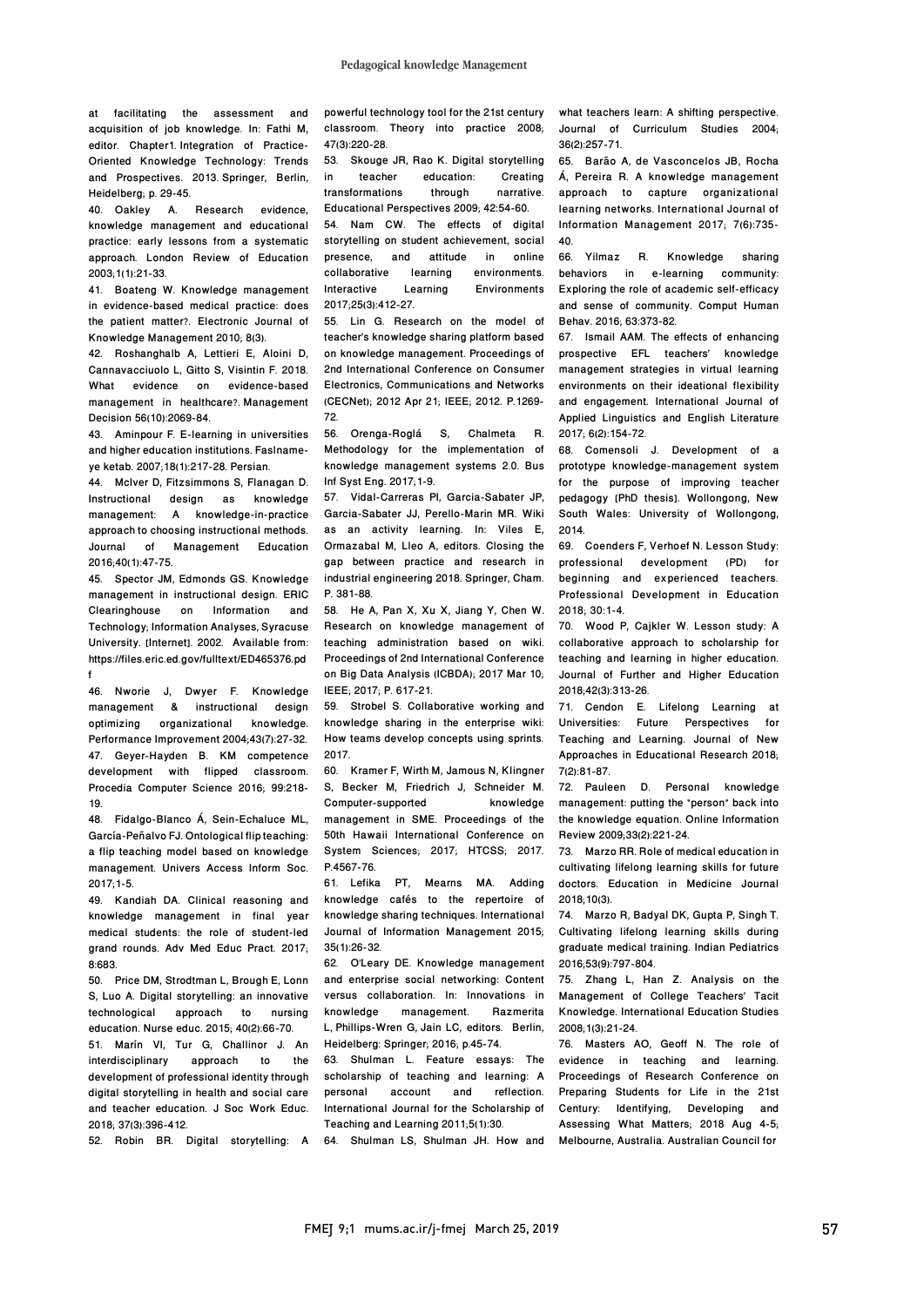at facilitating the assessment and acquisition of job knowledge. In: Fathi M, editor. Chapter1. Integration of Practice-Oriented Knowledge Technology: Trends and Prospectives. 2013. Springer, Berlin, Heidelberg; p. 29-45.

40. Oakley A. Research evidence, knowledge management and educational practice: early lessons from a systematic approach. London Review of Education 2003;1(1):21-33.

41. Boateng W. Knowledge management in evidence-based medical practice: does the patient matter?. Electronic Journal of Knowledge Management 2010; 8(3).

42. Roshanghalb A, Lettieri E, Aloini D, Cannavacciuolo L, Gitto S, Visintin F. 2018. What evidence on evidence-based management in healthcare?. Management Decision 56(10):2069-84.

43. Aminpour F. E-learning in universities and higher education institutions. Faslnameye ketab. 2007;18(1):217-28. Persian.

44. McIver D, Fitzsimmons S, Flanagan D. Instructional design as knowledge management: A knowledge-in-practice approach to choosing instructional methods. Journal of Management Education 2016;40(1):47-75.

45. Spector JM, Edmonds GS. Knowledge management in instructional design. ERIC Clearinghouse on Information and Technology; Information Analyses, Syracuse University. [Internet]. 2002. Available from: https://files.eric.ed.gov/fulltext/ED465376.pdf

46. Nworie J, Dwyer F. Knowledge management & instructional design optimizing organizational knowledge. Performance Improvement 2004;43(7):27-32.

47. Geyer-Hayden B. KM competence development with flipped classroom. Procedia Computer Science 2016; 99:218-19.

48. Fidalgo-Blanco Á, Sein-Echaluce ML, García-Peñalvo FJ. Ontological flip teaching: a flip teaching model based on knowledge management. Univers Access Inform Soc. 2017;1-5.

49. Kandiah DA. Clinical reasoning and knowledge management in final year medical students: the role of student-led grand rounds. Adv Med Educ Pract. 2017; 8:683.

50. Price DM, Strodtman L, Brough E, Lonn S, Luo A. Digital storytelling: an innovative technological approach to nursing education. Nurse educ. 2015; 40(2):66-70.

51. Marín VI, Tur G, Challinor J. An interdisciplinary approach to the development of professional identity through digital storytelling in health and social care and teacher education. J Soc Work Educ. 2018; 37(3):396-412.

52. Robin BR. Digital storytelling: A powerful technology tool for the 21st century classroom. Theory into practice 2008; 47(3):220-28.

53. Skouge JR, Rao K. Digital storytelling in teacher education: Creating transformations through narrative. Educational Perspectives 2009; 42:54-60.

54. Nam CW. The effects of digital storytelling on student achievement, social presence, and attitude in online collaborative learning environments. Interactive Learning Environments 2017;25(3):412-27.

55. Lin G. Research on the model of teacher's knowledge sharing platform based on knowledge management. Proceedings of 2nd International Conference on Consumer Electronics, Communications and Networks (CECNet); 2012 Apr 21; IEEE; 2012. P.1269-72.

56. Orenga-Roglá S, Chalmeta R. Methodology for the implementation of knowledge management systems 2.0. Bus Inf Syst Eng. 2017;1-9.

57. Vidal-Carreras PI, Garcia-Sabater JP, Garcia-Sabater JJ, Perello-Marin MR. Wiki as an activity learning. In: Viles E, Ormazabal M, Lleo A, editors. Closing the gap between practice and research in industrial engineering 2018. Springer, Cham. P. 381-88.

58. He A, Pan X, Xu X, Jiang Y, Chen W. Research on knowledge management of teaching administration based on wiki. Proceedings of 2nd International Conference on Big Data Analysis (ICBDA); 2017 Mar 10; IEEE; 2017; P. 617-21.

59. Strobel S. Collaborative working and knowledge sharing in the enterprise wiki: How teams develop concepts using sprints. 2017.

60. Kramer F, Wirth M, Jamous N, Klingner S, Becker M, Friedrich J, Schneider M. Computer-supported knowledge management in SME. Proceedings of the 50th Hawaii International Conference on System Sciences; 2017; HTCSS; 2017. P.4567-76.

61. Lefika PT, Mearns MA. Adding knowledge cafés to the repertoire of knowledge sharing techniques. International Journal of Information Management 2015; 35(1):26-32.

62. O'Leary DE. Knowledge management and enterprise social networking: Content versus collaboration. In: Innovations in knowledge management. Razmerita L, Phillips-Wren G, Jain LC, editors. Berlin, Heidelberg: Springer; 2016; p.45-74.

63. Shulman L. Feature essays: The scholarship of teaching and learning: A personal account and reflection. International Journal for the Scholarship of Teaching and Learning 2011;5(1):30.

64. Shulman LS, Shulman JH. How and what teachers learn: A shifting perspective. Journal of Curriculum Studies 2004; 36(2):257-71.

65. Barão A, de Vasconcelos JB, Rocha Á, Pereira R. A knowledge management approach to capture organizational learning networks. International Journal of Information Management 2017; 7(6):735-40.

66. Yilmaz R. Knowledge sharing behaviors in e-learning community: Exploring the role of academic self-efficacy and sense of community. Comput Human Behav. 2016; 63:373-82.

67. Ismail AAM. The effects of enhancing prospective EFL teachers' knowledge management strategies in virtual learning environments on their ideational flexibility and engagement. International Journal of Applied Linguistics and English Literature 2017; 6(2):154-72.

68. Comensoli J. Development of a prototype knowledge-management system for the purpose of improving teacher pedagogy [PhD thesis]. Wollongong, New South Wales: University of Wollongong, 2014.

69. Coenders F, Verhoef N. Lesson Study: professional development (PD) for beginning and experienced teachers. Professional Development in Education 2018; 30:1-4.

70. Wood P, Cajkler W. Lesson study: A collaborative approach to scholarship for teaching and learning in higher education. Journal of Further and Higher Education 2018;42(3):313-26.

71. Cendon E. Lifelong Learning at Universities: Future Perspectives for Teaching and Learning. Journal of New Approaches in Educational Research 2018; 7(2):81-87.

72. Pauleen D. Personal knowledge management: putting the "person" back into the knowledge equation. Online Information Review 2009;33(2):221-24.

73. Marzo RR. Role of medical education in cultivating lifelong learning skills for future doctors. Education in Medicine Journal 2018;10(3).

74. Marzo R, Badyal DK, Gupta P, Singh T. Cultivating lifelong learning skills during graduate medical training. Indian Pediatrics 2016;53(9):797-804.

75. Zhang L, Han Z. Analysis on the Management of College Teachers' Tacit Knowledge. International Education Studies 2008;1(3):21-24.

76. Masters AO, Geoff N. The role of evidence in teaching and learning. Proceedings of Research Conference on Preparing Students for Life in the 21st Century: Identifying, Developing and Assessing What Matters; 2018 Aug 4-5; Melbourne, Australia. Australian Council for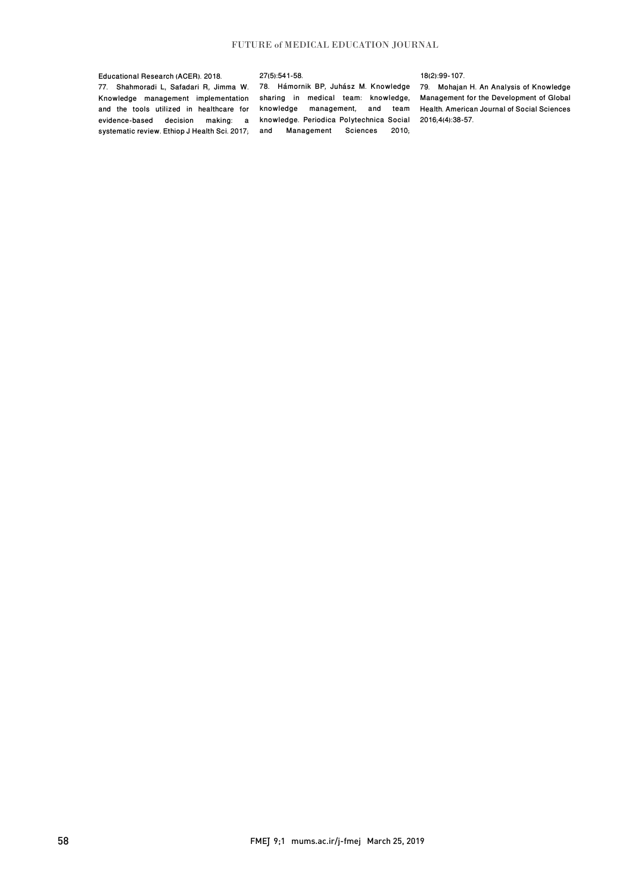Educational Research (ACER). 2018.

77. Shahmoradi L, Safadari R, Jimma W. Knowledge management implementation and the tools utilized in healthcare for evidence-based decision making: a systematic review. Ethiop J Health Sci. 2017; 27(5):541-58.

78. Hámornik BP, Juhász M. Knowledge sharing in medical team: knowledge, knowledge management, and team knowledge. Periodica Polytechnica Social and Management Sciences 2010; 18(2):99-107.

79. Mohajan H. An Analysis of Knowledge Management for the Development of Global Health. American Journal of Social Sciences 2016;4(4):38-57.